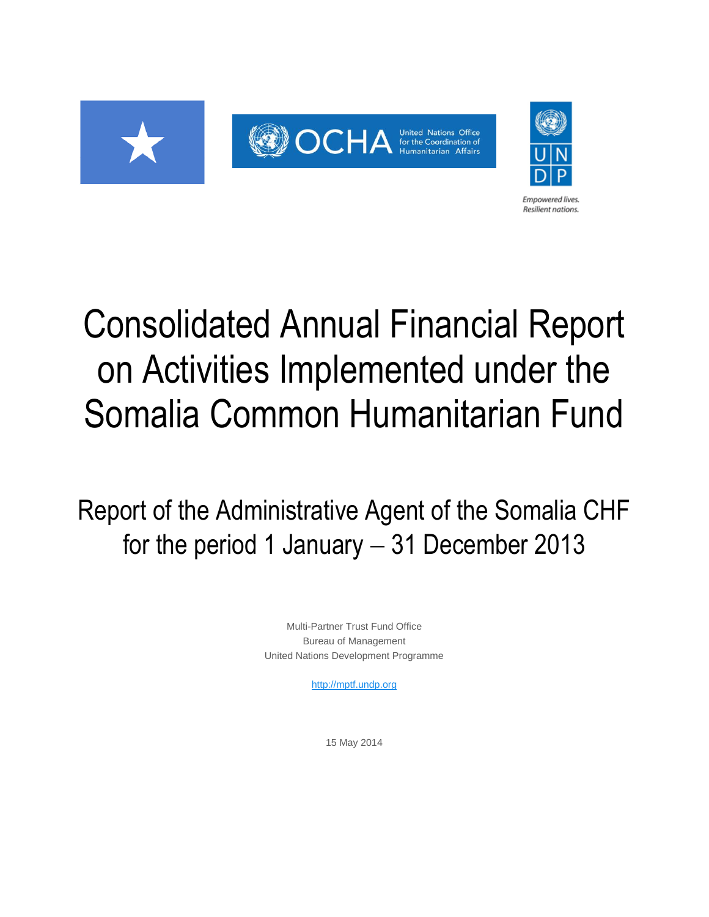# Consolidated Annual Financial Report on Activities Implemented under the Somalia Common Humanitarian Fund

## Report of the Administrative Agent of the Somalia CHF for the period 1 January – 31 December 2013

Multi-Partner Trust Fund Office
Bureau of Management
United Nations Development Programme

http://mptf.undp.org

15 May 2014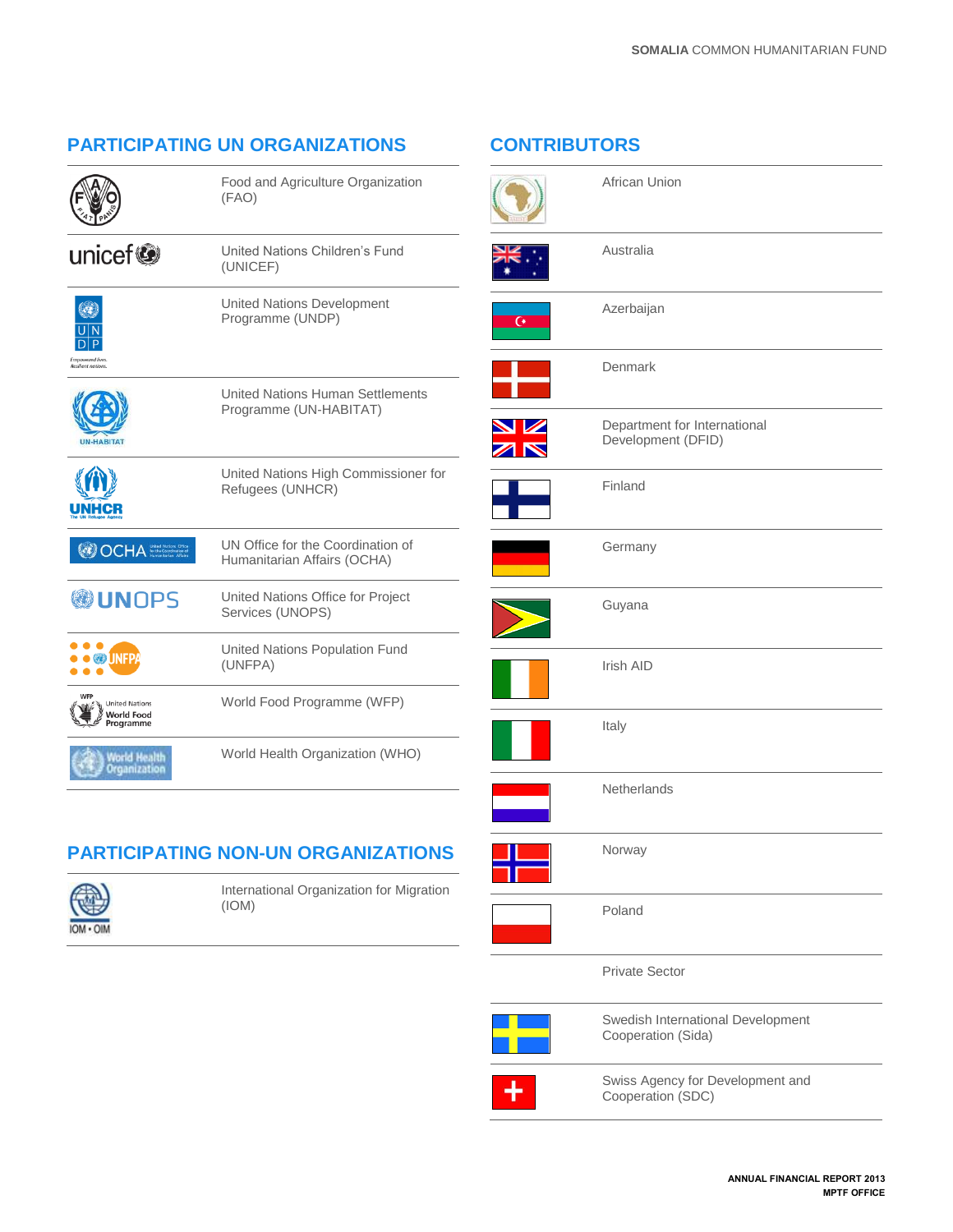## PARTICIPATING UN ORGANIZATIONS

- Food and Agriculture Organization (FAO)
- United Nations Children's Fund (UNICEF)
- United Nations Development Programme (UNDP)
- United Nations Human Settlements Programme (UN-HABITAT)
- United Nations High Commissioner for Refugees (UNHCR)
- UN Office for the Coordination of Humanitarian Affairs (OCHA)
- United Nations Office for Project Services (UNOPS)
- United Nations Population Fund (UNFPA)
- World Food Programme (WFP)
- World Health Organization (WHO)

## PARTICIPATING NON-UN ORGANIZATIONS

- International Organization for Migration (IOM)

## CONTRIBUTORS

- African Union
- Australia
- Azerbaijan
- Denmark
- Department for International Development (DFID)
- Finland
- Germany
- Guyana
- Irish AID
- Italy
- Netherlands
- Norway
- Poland
- Private Sector
- Swedish International Development Cooperation (Sida)
- Swiss Agency for Development and Cooperation (SDC)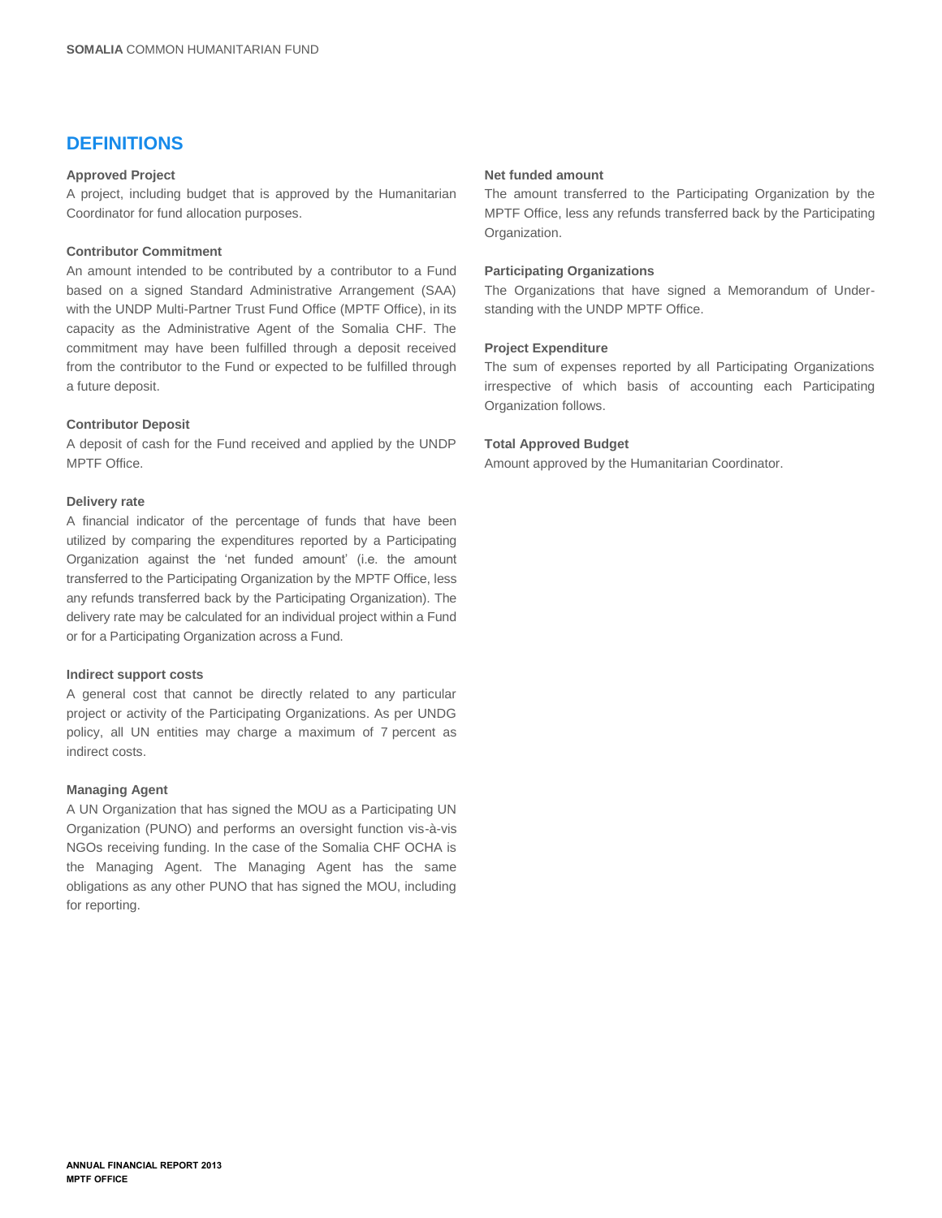## DEFINITIONS

**Approved Project**

A project, including budget that is approved by the Humanitarian Coordinator for fund allocation purposes.

**Contributor Commitment**

An amount intended to be contributed by a contributor to a Fund based on a signed Standard Administrative Arrangement (SAA) with the UNDP Multi-Partner Trust Fund Office (MPTF Office), in its capacity as the Administrative Agent of the Somalia CHF. The commitment may have been fulfilled through a deposit received from the contributor to the Fund or expected to be fulfilled through a future deposit.

**Contributor Deposit**

A deposit of cash for the Fund received and applied by the UNDP MPTF Office.

**Delivery rate**

A financial indicator of the percentage of funds that have been utilized by comparing the expenditures reported by a Participating Organization against the 'net funded amount' (i.e. the amount transferred to the Participating Organization by the MPTF Office, less any refunds transferred back by the Participating Organization). The delivery rate may be calculated for an individual project within a Fund or for a Participating Organization across a Fund.

**Indirect support costs**

A general cost that cannot be directly related to any particular project or activity of the Participating Organizations. As per UNDG policy, all UN entities may charge a maximum of 7 percent as indirect costs.

**Managing Agent**

A UN Organization that has signed the MOU as a Participating UN Organization (PUNO) and performs an oversight function vis-à-vis NGOs receiving funding. In the case of the Somalia CHF OCHA is the Managing Agent. The Managing Agent has the same obligations as any other PUNO that has signed the MOU, including for reporting.

**Net funded amount**

The amount transferred to the Participating Organization by the MPTF Office, less any refunds transferred back by the Participating Organization.

**Participating Organizations**

The Organizations that have signed a Memorandum of Understanding with the UNDP MPTF Office.

**Project Expenditure**

The sum of expenses reported by all Participating Organizations irrespective of which basis of accounting each Participating Organization follows.

**Total Approved Budget**

Amount approved by the Humanitarian Coordinator.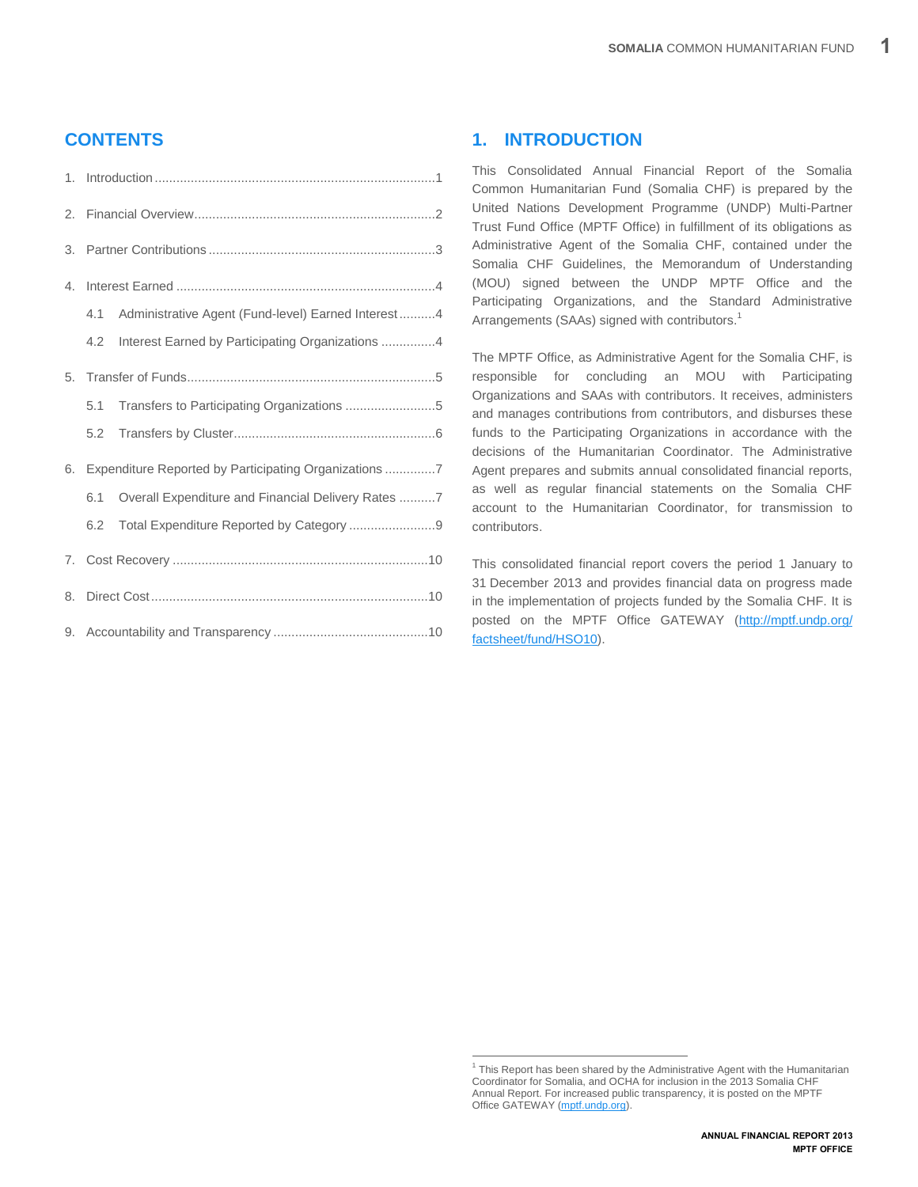## CONTENTS

1. Introduction ....................................................................1
2. Financial Overview ..........................................................2
3. Partner Contributions ......................................................3
4. Interest Earned ...............................................................4
   - 4.1 Administrative Agent (Fund-level) Earned Interest ..........4
   - 4.2 Interest Earned by Participating Organizations ..............4
5. Transfer of Funds............................................................5
   - 5.1 Transfers to Participating Organizations .........................5
   - 5.2 Transfers by Cluster.......................................................6
6. Expenditure Reported by Participating Organizations .............7
   - 6.1 Overall Expenditure and Financial Delivery Rates ..........7
   - 6.2 Total Expenditure Reported by Category ........................9
7. Cost Recovery ...............................................................10
8. Direct Cost.....................................................................10
9. Accountability and Transparency ...................................10

## 1. INTRODUCTION

This Consolidated Annual Financial Report of the Somalia Common Humanitarian Fund (Somalia CHF) is prepared by the United Nations Development Programme (UNDP) Multi-Partner Trust Fund Office (MPTF Office) in fulfillment of its obligations as Administrative Agent of the Somalia CHF, contained under the Somalia CHF Guidelines, the Memorandum of Understanding (MOU) signed between the UNDP MPTF Office and the Participating Organizations, and the Standard Administrative Arrangements (SAAs) signed with contributors.[1]

The MPTF Office, as Administrative Agent for the Somalia CHF, is responsible for concluding an MOU with Participating Organizations and SAAs with contributors. It receives, administers and manages contributions from contributors, and disburses these funds to the Participating Organizations in accordance with the decisions of the Humanitarian Coordinator. The Administrative Agent prepares and submits annual consolidated financial reports, as well as regular financial statements on the Somalia CHF account to the Humanitarian Coordinator, for transmission to contributors.

This consolidated financial report covers the period 1 January to 31 December 2013 and provides financial data on progress made in the implementation of projects funded by the Somalia CHF. It is posted on the MPTF Office GATEWAY (http://mptf.undp.org/factsheet/fund/HSO10).

[1] This Report has been shared by the Administrative Agent with the Humanitarian Coordinator for Somalia, and OCHA for inclusion in the 2013 Somalia CHF Annual Report. For increased public transparency, it is posted on the MPTF Office GATEWAY (mptf.undp.org).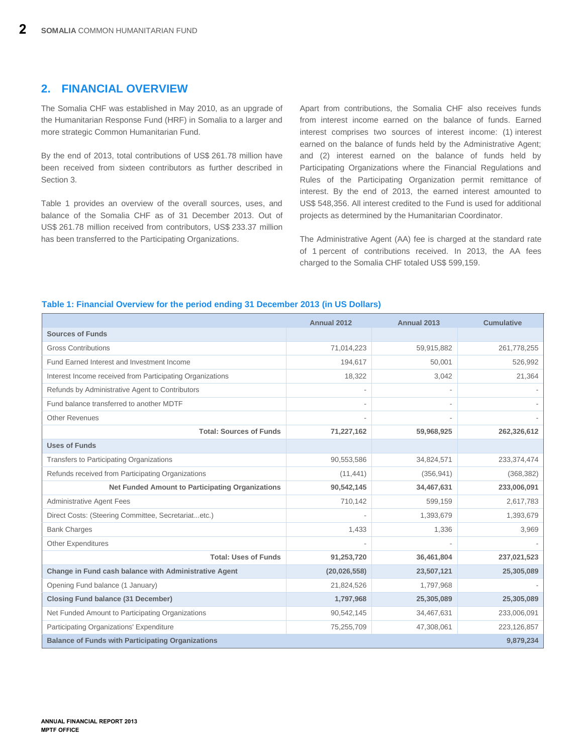## 2. FINANCIAL OVERVIEW

The Somalia CHF was established in May 2010, as an upgrade of the Humanitarian Response Fund (HRF) in Somalia to a larger and more strategic Common Humanitarian Fund.

By the end of 2013, total contributions of US$ 261.78 million have been received from sixteen contributors as further described in Section 3.

Table 1 provides an overview of the overall sources, uses, and balance of the Somalia CHF as of 31 December 2013. Out of US$ 261.78 million received from contributors, US$ 233.37 million has been transferred to the Participating Organizations.

Apart from contributions, the Somalia CHF also receives funds from interest income earned on the balance of funds. Earned interest comprises two sources of interest income: (1) interest earned on the balance of funds held by the Administrative Agent; and (2) interest earned on the balance of funds held by Participating Organizations where the Financial Regulations and Rules of the Participating Organization permit remittance of interest. By the end of 2013, the earned interest amounted to US$ 548,356. All interest credited to the Fund is used for additional projects as determined by the Humanitarian Coordinator.

The Administrative Agent (AA) fee is charged at the standard rate of 1 percent of contributions received. In 2013, the AA fees charged to the Somalia CHF totaled US$ 599,159.

**Table 1: Financial Overview for the period ending 31 December 2013 (in US Dollars)**

| | Annual 2012 | Annual 2013 | Cumulative |
|---|---|---|---|
| **Sources of Funds** | | | |
| Gross Contributions | 71,014,223 | 59,915,882 | 261,778,255 |
| Fund Earned Interest and Investment Income | 194,617 | 50,001 | 526,992 |
| Interest Income received from Participating Organizations | 18,322 | 3,042 | 21,364 |
| Refunds by Administrative Agent to Contributors | - | - | - |
| Fund balance transferred to another MDTF | - | - | - |
| Other Revenues | - | - | - |
| **Total: Sources of Funds** | **71,227,162** | **59,968,925** | **262,326,612** |
| **Uses of Funds** | | | |
| Transfers to Participating Organizations | 90,553,586 | 34,824,571 | 233,374,474 |
| Refunds received from Participating Organizations | (11,441) | (356,941) | (368,382) |
| **Net Funded Amount to Participating Organizations** | **90,542,145** | **34,467,631** | **233,006,091** |
| Administrative Agent Fees | 710,142 | 599,159 | 2,617,783 |
| Direct Costs: (Steering Committee, Secretariat...etc.) | - | 1,393,679 | 1,393,679 |
| Bank Charges | 1,433 | 1,336 | 3,969 |
| Other Expenditures | - | - | - |
| **Total: Uses of Funds** | **91,253,720** | **36,461,804** | **237,021,523** |
| **Change in Fund cash balance with Administrative Agent** | **(20,026,558)** | **23,507,121** | **25,305,089** |
| Opening Fund balance (1 January) | 21,824,526 | 1,797,968 | - |
| **Closing Fund balance (31 December)** | **1,797,968** | **25,305,089** | **25,305,089** |
| Net Funded Amount to Participating Organizations | 90,542,145 | 34,467,631 | 233,006,091 |
| Participating Organizations' Expenditure | 75,255,709 | 47,308,061 | 223,126,857 |
| **Balance of Funds with Participating Organizations** | | | **9,879,234** |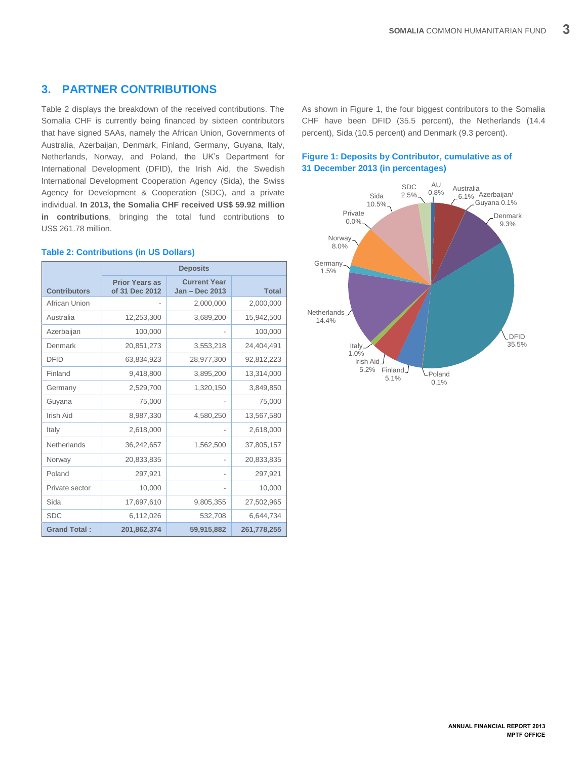## 3. PARTNER CONTRIBUTIONS

Table 2 displays the breakdown of the received contributions. The Somalia CHF is currently being financed by sixteen contributors that have signed SAAs, namely the African Union, Governments of Australia, Azerbaijan, Denmark, Finland, Germany, Guyana, Italy, Netherlands, Norway, and Poland, the UK's Department for International Development (DFID), the Irish Aid, the Swedish International Development Cooperation Agency (Sida), the Swiss Agency for Development & Cooperation (SDC), and a private individual. **In 2013, the Somalia CHF received US$ 59.92 million in contributions**, bringing the total fund contributions to US$ 261.78 million.

**Table 2: Contributions (in US Dollars)**

| Contributors | Deposits | | |
|---|---|---|---|
| | Prior Years as of 31 Dec 2012 | Current Year Jan – Dec 2013 | Total |
| African Union | - | 2,000,000 | 2,000,000 |
| Australia | 12,253,300 | 3,689,200 | 15,942,500 |
| Azerbaijan | 100,000 | - | 100,000 |
| Denmark | 20,851,273 | 3,553,218 | 24,404,491 |
| DFID | 63,834,923 | 28,977,300 | 92,812,223 |
| Finland | 9,418,800 | 3,895,200 | 13,314,000 |
| Germany | 2,529,700 | 1,320,150 | 3,849,850 |
| Guyana | 75,000 | - | 75,000 |
| Irish Aid | 8,987,330 | 4,580,250 | 13,567,580 |
| Italy | 2,618,000 | - | 2,618,000 |
| Netherlands | 36,242,657 | 1,562,500 | 37,805,157 |
| Norway | 20,833,835 | - | 20,833,835 |
| Poland | 297,921 | - | 297,921 |
| Private sector | 10,000 | - | 10,000 |
| Sida | 17,697,610 | 9,805,355 | 27,502,965 |
| SDC | 6,112,026 | 532,708 | 6,644,734 |
| **Grand Total :** | **201,862,374** | **59,915,882** | **261,778,255** |

As shown in Figure 1, the four biggest contributors to the Somalia CHF have been DFID (35.5 percent), the Netherlands (14.4 percent), Sida (10.5 percent) and Denmark (9.3 percent).

**Figure 1: Deposits by Contributor, cumulative as of 31 December 2013 (in percentages)**

AU 0.8%; Australia 6.1%; Azerbaijan/Guyana 0.1%; Denmark 9.3%; DFID 35.5%; Poland 0.1%; Finland 5.1%; Irish Aid 5.2%; Italy 1.0%; Netherlands 14.4%; Germany 1.5%; Norway 8.0%; Private 0.0%; Sida 10.5%; SDC 2.5%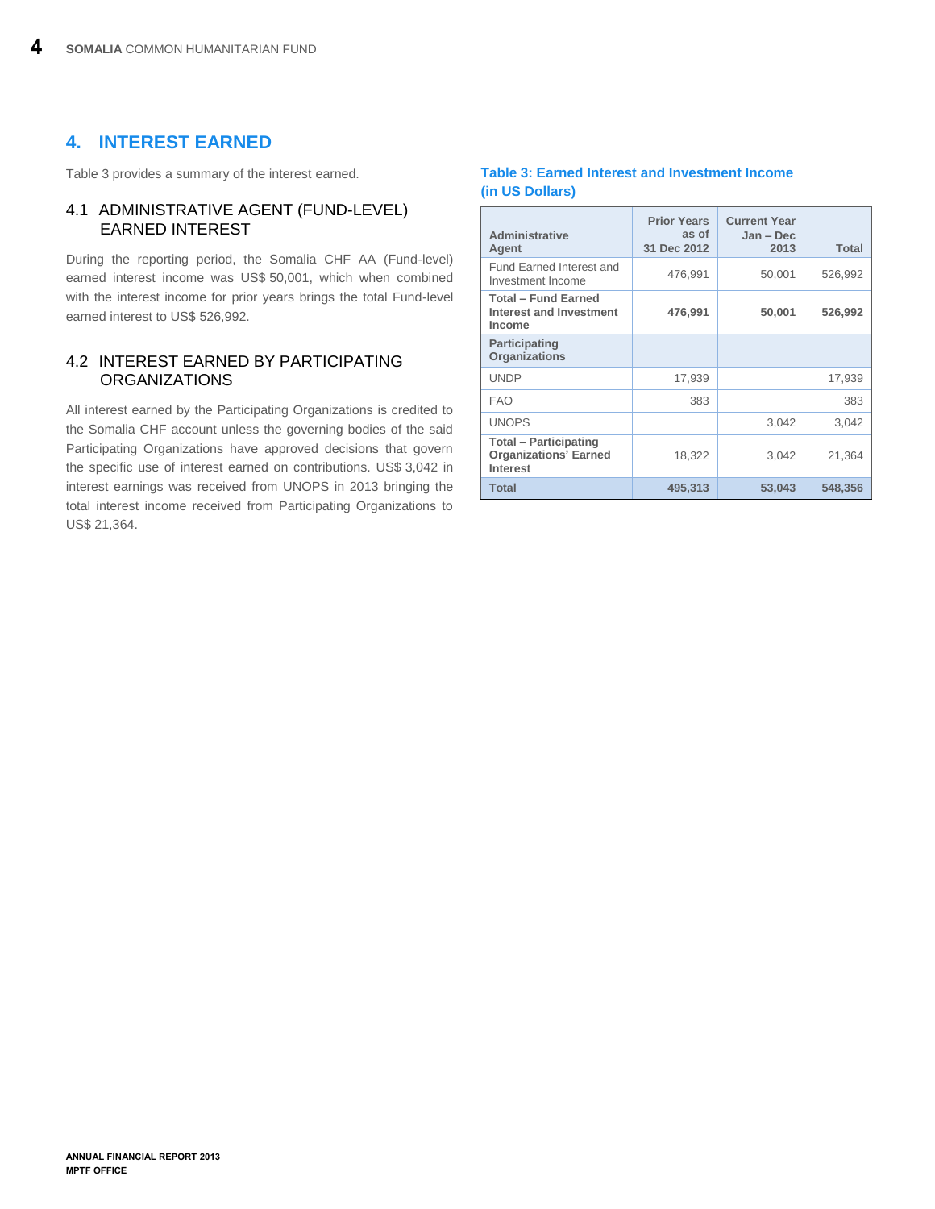## 4. INTEREST EARNED

Table 3 provides a summary of the interest earned.

### 4.1 ADMINISTRATIVE AGENT (FUND-LEVEL) EARNED INTEREST

During the reporting period, the Somalia CHF AA (Fund-level) earned interest income was US$ 50,001, which when combined with the interest income for prior years brings the total Fund-level earned interest to US$ 526,992.

### 4.2 INTEREST EARNED BY PARTICIPATING ORGANIZATIONS

All interest earned by the Participating Organizations is credited to the Somalia CHF account unless the governing bodies of the said Participating Organizations have approved decisions that govern the specific use of interest earned on contributions. US$ 3,042 in interest earnings was received from UNOPS in 2013 bringing the total interest income received from Participating Organizations to US$ 21,364.

**Table 3: Earned Interest and Investment Income (in US Dollars)**

| Administrative Agent | Prior Years as of 31 Dec 2012 | Current Year Jan – Dec 2013 | Total |
|---|---|---|---|
| Fund Earned Interest and Investment Income | 476,991 | 50,001 | 526,992 |
| **Total – Fund Earned Interest and Investment Income** | **476,991** | **50,001** | **526,992** |
| **Participating Organizations** | | | |
| UNDP | 17,939 | | 17,939 |
| FAO | 383 | | 383 |
| UNOPS | | 3,042 | 3,042 |
| **Total – Participating Organizations' Earned Interest** | 18,322 | 3,042 | 21,364 |
| **Total** | **495,313** | **53,043** | **548,356** |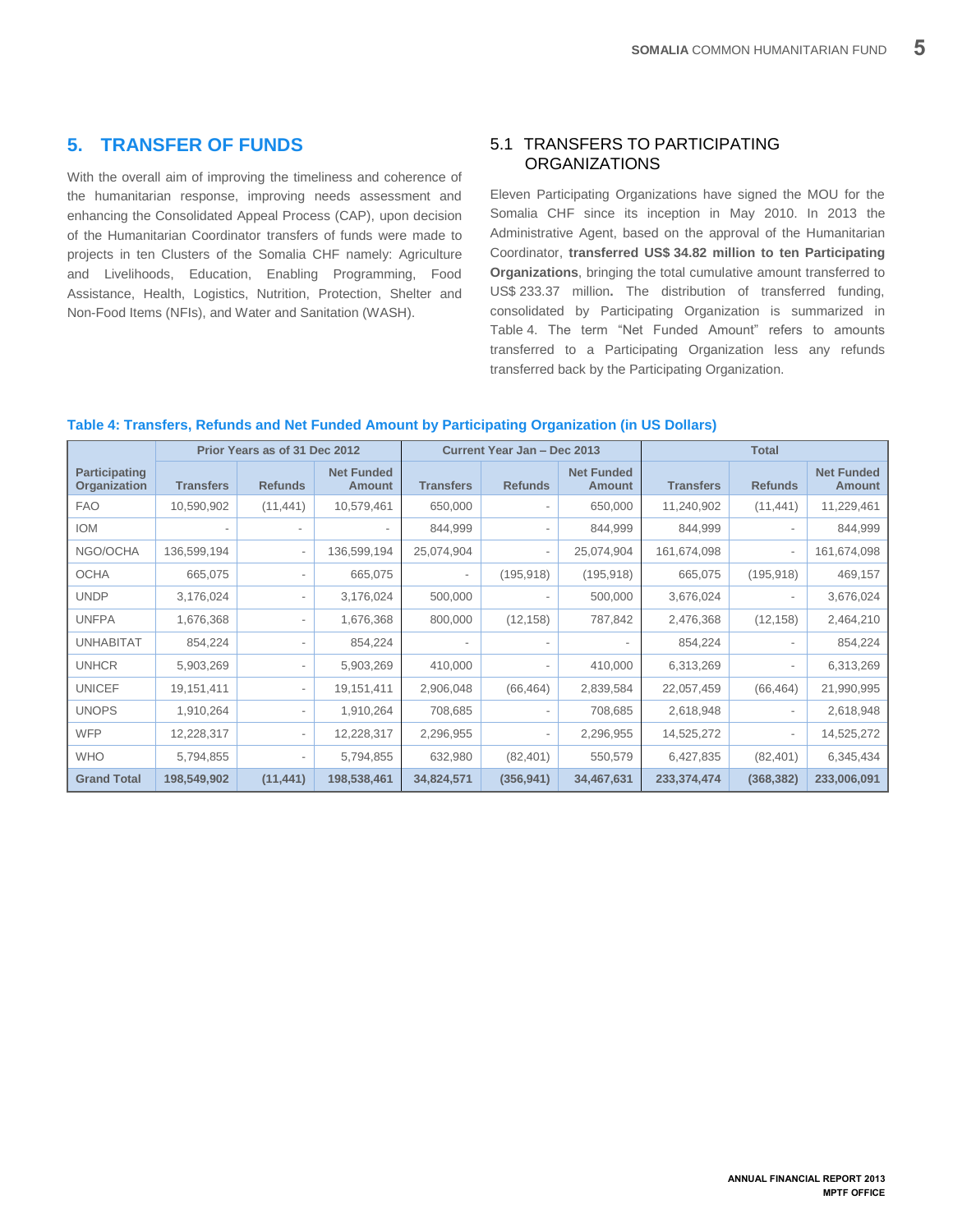# 5. TRANSFER OF FUNDS

With the overall aim of improving the timeliness and coherence of the humanitarian response, improving needs assessment and enhancing the Consolidated Appeal Process (CAP), upon decision of the Humanitarian Coordinator transfers of funds were made to projects in ten Clusters of the Somalia CHF namely: Agriculture and Livelihoods, Education, Enabling Programming, Food Assistance, Health, Logistics, Nutrition, Protection, Shelter and Non-Food Items (NFIs), and Water and Sanitation (WASH).

## 5.1 TRANSFERS TO PARTICIPATING ORGANIZATIONS

Eleven Participating Organizations have signed the MOU for the Somalia CHF since its inception in May 2010. In 2013 the Administrative Agent, based on the approval of the Humanitarian Coordinator, **transferred US$ 34.82 million to ten Participating Organizations**, bringing the total cumulative amount transferred to US$ 233.37 million**.** The distribution of transferred funding, consolidated by Participating Organization is summarized in Table 4. The term "Net Funded Amount" refers to amounts transferred to a Participating Organization less any refunds transferred back by the Participating Organization.

**Table 4: Transfers, Refunds and Net Funded Amount by Participating Organization (in US Dollars)**

| | Prior Years as of 31 Dec 2012 | | | Current Year Jan – Dec 2013 | | | Total | | |
|---|---|---|---|---|---|---|---|---|---|
| **Participating Organization** | **Transfers** | **Refunds** | **Net Funded Amount** | **Transfers** | **Refunds** | **Net Funded Amount** | **Transfers** | **Refunds** | **Net Funded Amount** |
| FAO | 10,590,902 | (11,441) | 10,579,461 | 650,000 | - | 650,000 | 11,240,902 | (11,441) | 11,229,461 |
| IOM | - | - | - | 844,999 | - | 844,999 | 844,999 | - | 844,999 |
| NGO/OCHA | 136,599,194 | - | 136,599,194 | 25,074,904 | - | 25,074,904 | 161,674,098 | - | 161,674,098 |
| OCHA | 665,075 | - | 665,075 | - | (195,918) | (195,918) | 665,075 | (195,918) | 469,157 |
| UNDP | 3,176,024 | - | 3,176,024 | 500,000 | - | 500,000 | 3,676,024 | - | 3,676,024 |
| UNFPA | 1,676,368 | - | 1,676,368 | 800,000 | (12,158) | 787,842 | 2,476,368 | (12,158) | 2,464,210 |
| UNHABITAT | 854,224 | - | 854,224 | - | - | - | 854,224 | - | 854,224 |
| UNHCR | 5,903,269 | - | 5,903,269 | 410,000 | - | 410,000 | 6,313,269 | - | 6,313,269 |
| UNICEF | 19,151,411 | - | 19,151,411 | 2,906,048 | (66,464) | 2,839,584 | 22,057,459 | (66,464) | 21,990,995 |
| UNOPS | 1,910,264 | - | 1,910,264 | 708,685 | - | 708,685 | 2,618,948 | - | 2,618,948 |
| WFP | 12,228,317 | - | 12,228,317 | 2,296,955 | - | 2,296,955 | 14,525,272 | - | 14,525,272 |
| WHO | 5,794,855 | - | 5,794,855 | 632,980 | (82,401) | 550,579 | 6,427,835 | (82,401) | 6,345,434 |
| **Grand Total** | **198,549,902** | **(11,441)** | **198,538,461** | **34,824,571** | **(356,941)** | **34,467,631** | **233,374,474** | **(368,382)** | **233,006,091** |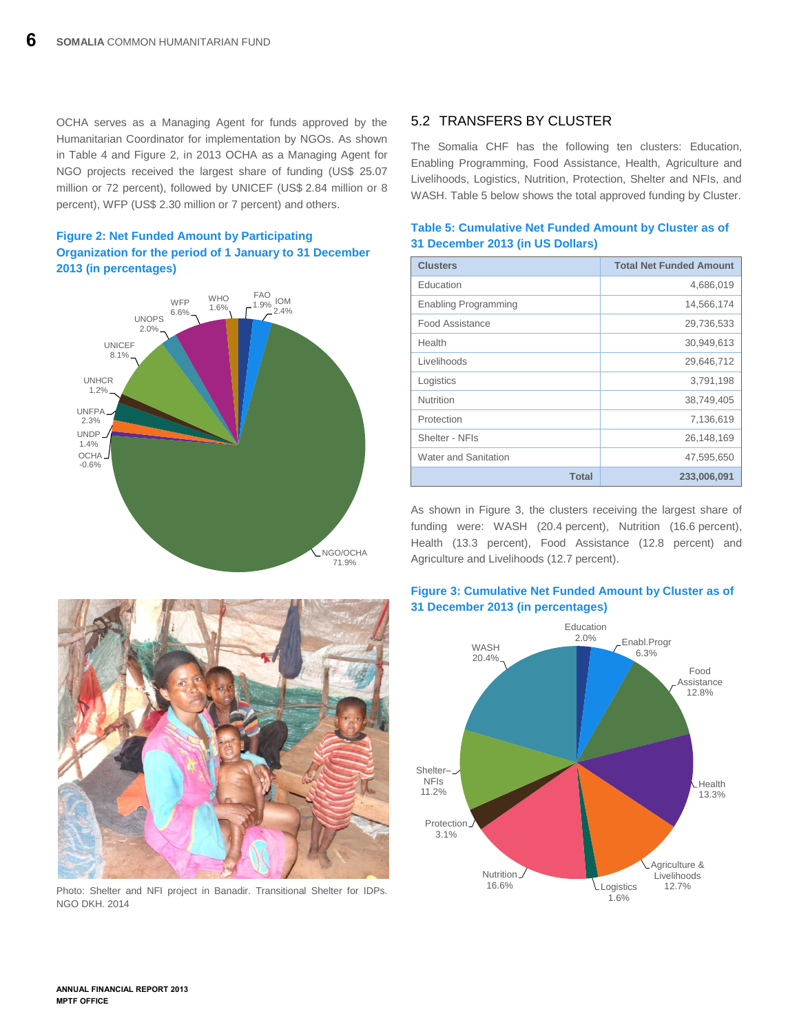OCHA serves as a Managing Agent for funds approved by the Humanitarian Coordinator for implementation by NGOs. As shown in Table 4 and Figure 2, in 2013 OCHA as a Managing Agent for NGO projects received the largest share of funding (US$ 25.07 million or 72 percent), followed by UNICEF (US$ 2.84 million or 8 percent), WFP (US$ 2.30 million or 7 percent) and others.

**Figure 2: Net Funded Amount by Participating Organization for the period of 1 January to 31 December 2013 (in percentages)**

Photo: Shelter and NFI project in Banadir. Transitional Shelter for IDPs. NGO DKH. 2014

## 5.2 TRANSFERS BY CLUSTER

The Somalia CHF has the following ten clusters: Education, Enabling Programming, Food Assistance, Health, Agriculture and Livelihoods, Logistics, Nutrition, Protection, Shelter and NFIs, and WASH. Table 5 below shows the total approved funding by Cluster.

**Table 5: Cumulative Net Funded Amount by Cluster as of 31 December 2013 (in US Dollars)**

| Clusters | Total Net Funded Amount |
|---|---|
| Education | 4,686,019 |
| Enabling Programming | 14,566,174 |
| Food Assistance | 29,736,533 |
| Health | 30,949,613 |
| Livelihoods | 29,646,712 |
| Logistics | 3,791,198 |
| Nutrition | 38,749,405 |
| Protection | 7,136,619 |
| Shelter - NFIs | 26,148,169 |
| Water and Sanitation | 47,595,650 |
| **Total** | **233,006,091** |

As shown in Figure 3, the clusters receiving the largest share of funding were: WASH (20.4 percent), Nutrition (16.6 percent), Health (13.3 percent), Food Assistance (12.8 percent) and Agriculture and Livelihoods (12.7 percent).

**Figure 3: Cumulative Net Funded Amount by Cluster as of 31 December 2013 (in percentages)**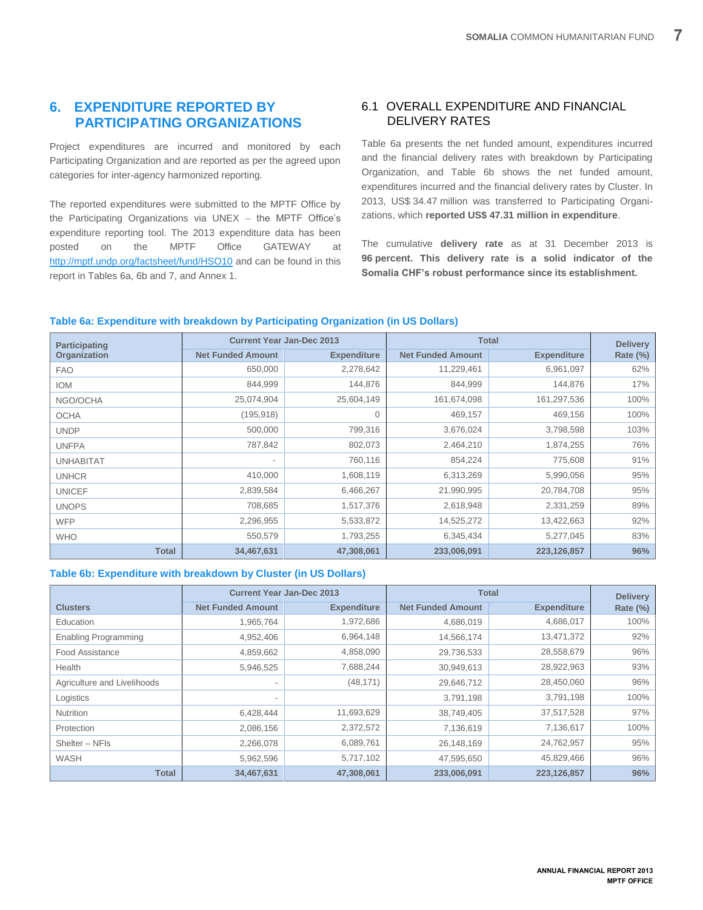## 6. EXPENDITURE REPORTED BY PARTICIPATING ORGANIZATIONS

Project expenditures are incurred and monitored by each Participating Organization and are reported as per the agreed upon categories for inter-agency harmonized reporting.

The reported expenditures were submitted to the MPTF Office by the Participating Organizations via UNEX – the MPTF Office's expenditure reporting tool. The 2013 expenditure data has been posted on the MPTF Office GATEWAY at http://mptf.undp.org/factsheet/fund/HSO10 and can be found in this report in Tables 6a, 6b and 7, and Annex 1.

### 6.1 OVERALL EXPENDITURE AND FINANCIAL DELIVERY RATES

Table 6a presents the net funded amount, expenditures incurred and the financial delivery rates with breakdown by Participating Organization, and Table 6b shows the net funded amount, expenditures incurred and the financial delivery rates by Cluster. In 2013, US$ 34.47 million was transferred to Participating Organizations, which **reported US$ 47.31 million in expenditure**.

The cumulative **delivery rate** as at 31 December 2013 is **96 percent. This delivery rate is a solid indicator of the Somalia CHF's robust performance since its establishment.**

**Table 6a: Expenditure with breakdown by Participating Organization (in US Dollars)**

| Participating Organization | Current Year Jan-Dec 2013 | | Total | | Delivery Rate (%) |
|---|---|---|---|---|---|
| | Net Funded Amount | Expenditure | Net Funded Amount | Expenditure | |
| FAO | 650,000 | 2,278,642 | 11,229,461 | 6,961,097 | 62% |
| IOM | 844,999 | 144,876 | 844,999 | 144,876 | 17% |
| NGO/OCHA | 25,074,904 | 25,604,149 | 161,674,098 | 161,297,536 | 100% |
| OCHA | (195,918) | 0 | 469,157 | 469,156 | 100% |
| UNDP | 500,000 | 799,316 | 3,676,024 | 3,798,598 | 103% |
| UNFPA | 787,842 | 802,073 | 2,464,210 | 1,874,255 | 76% |
| UNHABITAT | - | 760,116 | 854,224 | 775,608 | 91% |
| UNHCR | 410,000 | 1,608,119 | 6,313,269 | 5,990,056 | 95% |
| UNICEF | 2,839,584 | 6,466,267 | 21,990,995 | 20,784,708 | 95% |
| UNOPS | 708,685 | 1,517,376 | 2,618,948 | 2,331,259 | 89% |
| WFP | 2,296,955 | 5,533,872 | 14,525,272 | 13,422,663 | 92% |
| WHO | 550,579 | 1,793,255 | 6,345,434 | 5,277,045 | 83% |
| **Total** | **34,467,631** | **47,308,061** | **233,006,091** | **223,126,857** | **96%** |

**Table 6b: Expenditure with breakdown by Cluster (in US Dollars)**

| Clusters | Current Year Jan-Dec 2013 | | Total | | Delivery Rate (%) |
|---|---|---|---|---|---|
| | Net Funded Amount | Expenditure | Net Funded Amount | Expenditure | |
| Education | 1,965,764 | 1,972,686 | 4,686,019 | 4,686,017 | 100% |
| Enabling Programming | 4,952,406 | 6,964,148 | 14,566,174 | 13,471,372 | 92% |
| Food Assistance | 4,859,662 | 4,858,090 | 29,736,533 | 28,558,679 | 96% |
| Health | 5,946,525 | 7,688,244 | 30,949,613 | 28,922,963 | 93% |
| Agriculture and Livelihoods | - | (48,171) | 29,646,712 | 28,450,060 | 96% |
| Logistics | - | | 3,791,198 | 3,791,198 | 100% |
| Nutrition | 6,428,444 | 11,693,629 | 38,749,405 | 37,517,528 | 97% |
| Protection | 2,086,156 | 2,372,572 | 7,136,619 | 7,136,617 | 100% |
| Shelter – NFIs | 2,266,078 | 6,089,761 | 26,148,169 | 24,762,957 | 95% |
| WASH | 5,962,596 | 5,717,102 | 47,595,650 | 45,829,466 | 96% |
| **Total** | **34,467,631** | **47,308,061** | **233,006,091** | **223,126,857** | **96%** |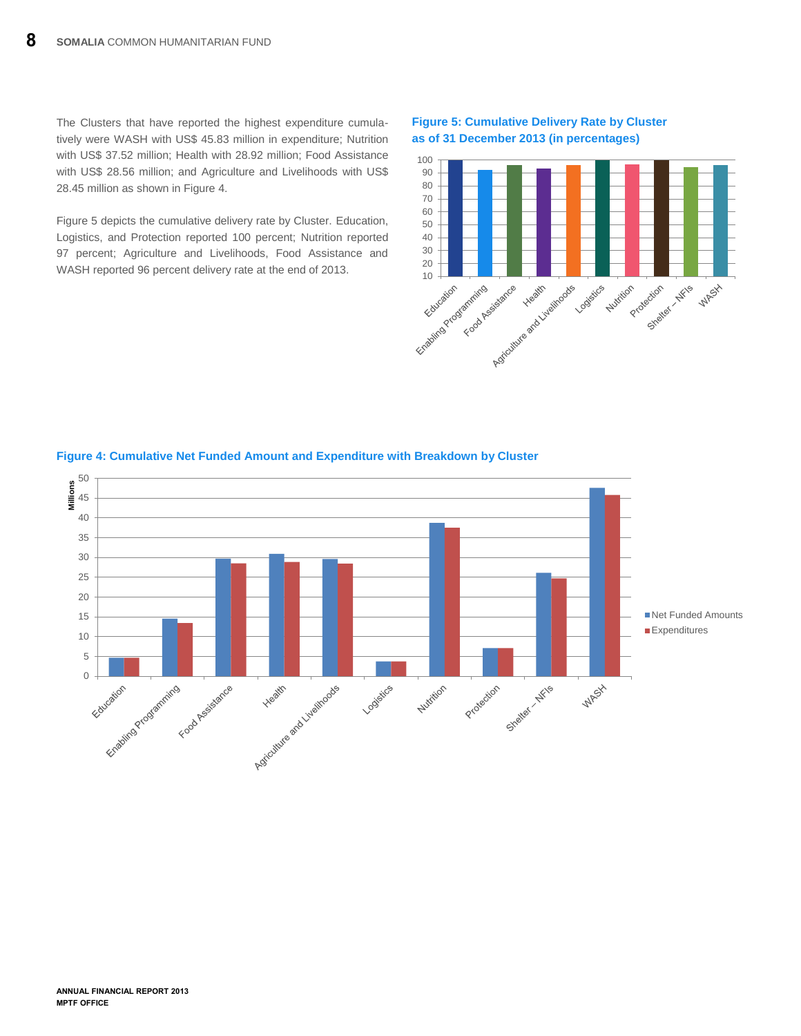The Clusters that have reported the highest expenditure cumulatively were WASH with US$ 45.83 million in expenditure; Nutrition with US$ 37.52 million; Health with 28.92 million; Food Assistance with US$ 28.56 million; and Agriculture and Livelihoods with US$ 28.45 million as shown in Figure 4.

Figure 5 depicts the cumulative delivery rate by Cluster. Education, Logistics, and Protection reported 100 percent; Nutrition reported 97 percent; Agriculture and Livelihoods, Food Assistance and WASH reported 96 percent delivery rate at the end of 2013.

**Figure 5: Cumulative Delivery Rate by Cluster as of 31 December 2013 (in percentages)**

**Figure 4: Cumulative Net Funded Amount and Expenditure with Breakdown by Cluster**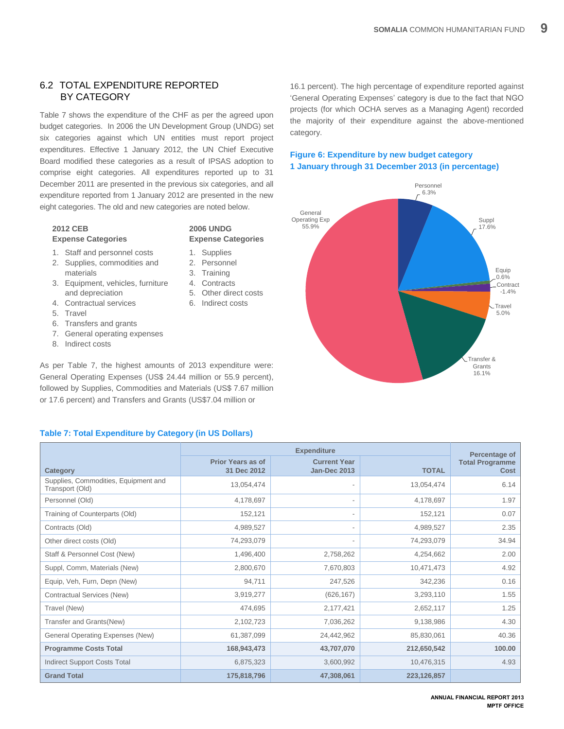## 6.2 TOTAL EXPENDITURE REPORTED BY CATEGORY

Table 7 shows the expenditure of the CHF as per the agreed upon budget categories. In 2006 the UN Development Group (UNDG) set six categories against which UN entities must report project expenditures. Effective 1 January 2012, the UN Chief Executive Board modified these categories as a result of IPSAS adoption to comprise eight categories. All expenditures reported up to 31 December 2011 are presented in the previous six categories, and all expenditure reported from 1 January 2012 are presented in the new eight categories. The old and new categories are noted below.

**2012 CEB Expense Categories**

1. Staff and personnel costs
2. Supplies, commodities and materials
3. Equipment, vehicles, furniture and depreciation
4. Contractual services
5. Travel
6. Transfers and grants
7. General operating expenses
8. Indirect costs

**2006 UNDG Expense Categories**

1. Supplies
2. Personnel
3. Training
4. Contracts
5. Other direct costs
6. Indirect costs

As per Table 7, the highest amounts of 2013 expenditure were: General Operating Expenses (US$ 24.44 million or 55.9 percent), followed by Supplies, Commodities and Materials (US$ 7.67 million or 17.6 percent) and Transfers and Grants (US$7.04 million or 16.1 percent). The high percentage of expenditure reported against 'General Operating Expenses' category is due to the fact that NGO projects (for which OCHA serves as a Managing Agent) recorded the majority of their expenditure against the above-mentioned category.

**Figure 6: Expenditure by new budget category 1 January through 31 December 2013 (in percentage)**

| Category | Percentage |
|---|---|
| Personnel | 6.3% |
| Suppl | 17.6% |
| Equip | 0.6% |
| Contract | -1.4% |
| Travel | 5.0% |
| Transfer & Grants | 16.1% |
| General Operating Exp | 55.9% |

**Table 7: Total Expenditure by Category (in US Dollars)**

| Category | Expenditure: Prior Years as of 31 Dec 2012 | Expenditure: Current Year Jan-Dec 2013 | Expenditure: TOTAL | Percentage of Total Programme Cost |
|---|---|---|---|---|
| Supplies, Commodities, Equipment and Transport (Old) | 13,054,474 | - | 13,054,474 | 6.14 |
| Personnel (Old) | 4,178,697 | - | 4,178,697 | 1.97 |
| Training of Counterparts (Old) | 152,121 | - | 152,121 | 0.07 |
| Contracts (Old) | 4,989,527 | - | 4,989,527 | 2.35 |
| Other direct costs (Old) | 74,293,079 | - | 74,293,079 | 34.94 |
| Staff & Personnel Cost (New) | 1,496,400 | 2,758,262 | 4,254,662 | 2.00 |
| Suppl, Comm, Materials (New) | 2,800,670 | 7,670,803 | 10,471,473 | 4.92 |
| Equip, Veh, Furn, Depn (New) | 94,711 | 247,526 | 342,236 | 0.16 |
| Contractual Services (New) | 3,919,277 | (626,167) | 3,293,110 | 1.55 |
| Travel (New) | 474,695 | 2,177,421 | 2,652,117 | 1.25 |
| Transfer and Grants(New) | 2,102,723 | 7,036,262 | 9,138,986 | 4.30 |
| General Operating Expenses (New) | 61,387,099 | 24,442,962 | 85,830,061 | 40.36 |
| **Programme Costs Total** | **168,943,473** | **43,707,070** | **212,650,542** | **100.00** |
| Indirect Support Costs Total | 6,875,323 | 3,600,992 | 10,476,315 | 4.93 |
| **Grand Total** | **175,818,796** | **47,308,061** | **223,126,857** | |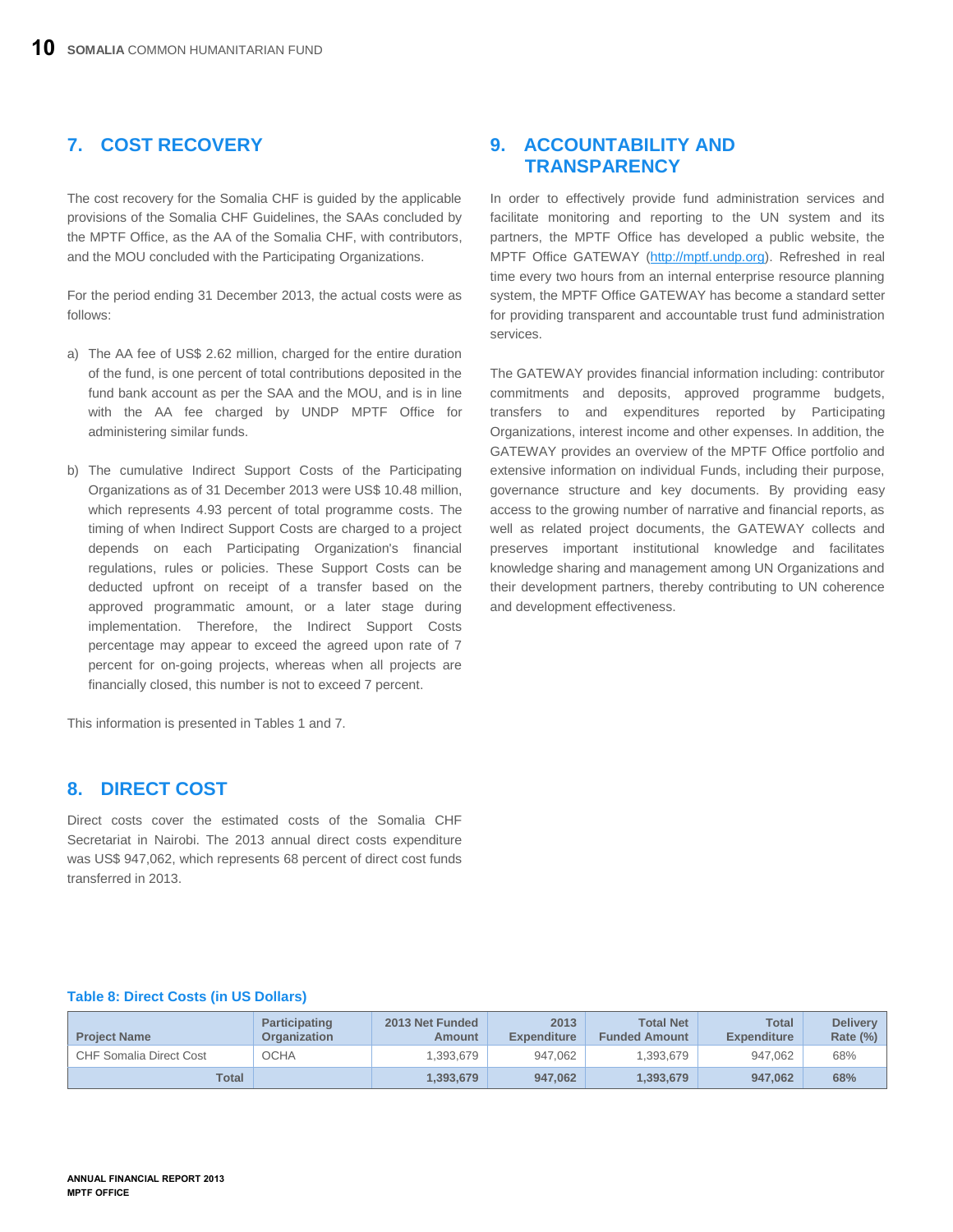## 7. COST RECOVERY

The cost recovery for the Somalia CHF is guided by the applicable provisions of the Somalia CHF Guidelines, the SAAs concluded by the MPTF Office, as the AA of the Somalia CHF, with contributors, and the MOU concluded with the Participating Organizations.

For the period ending 31 December 2013, the actual costs were as follows:

a) The AA fee of US$ 2.62 million, charged for the entire duration of the fund, is one percent of total contributions deposited in the fund bank account as per the SAA and the MOU, and is in line with the AA fee charged by UNDP MPTF Office for administering similar funds.

b) The cumulative Indirect Support Costs of the Participating Organizations as of 31 December 2013 were US$ 10.48 million, which represents 4.93 percent of total programme costs. The timing of when Indirect Support Costs are charged to a project depends on each Participating Organization's financial regulations, rules or policies. These Support Costs can be deducted upfront on receipt of a transfer based on the approved programmatic amount, or a later stage during implementation. Therefore, the Indirect Support Costs percentage may appear to exceed the agreed upon rate of 7 percent for on-going projects, whereas when all projects are financially closed, this number is not to exceed 7 percent.

This information is presented in Tables 1 and 7.

## 8. DIRECT COST

Direct costs cover the estimated costs of the Somalia CHF Secretariat in Nairobi. The 2013 annual direct costs expenditure was US$ 947,062, which represents 68 percent of direct cost funds transferred in 2013.

## 9. ACCOUNTABILITY AND TRANSPARENCY

In order to effectively provide fund administration services and facilitate monitoring and reporting to the UN system and its partners, the MPTF Office has developed a public website, the MPTF Office GATEWAY (http://mptf.undp.org). Refreshed in real time every two hours from an internal enterprise resource planning system, the MPTF Office GATEWAY has become a standard setter for providing transparent and accountable trust fund administration services.

The GATEWAY provides financial information including: contributor commitments and deposits, approved programme budgets, transfers to and expenditures reported by Participating Organizations, interest income and other expenses. In addition, the GATEWAY provides an overview of the MPTF Office portfolio and extensive information on individual Funds, including their purpose, governance structure and key documents. By providing easy access to the growing number of narrative and financial reports, as well as related project documents, the GATEWAY collects and preserves important institutional knowledge and facilitates knowledge sharing and management among UN Organizations and their development partners, thereby contributing to UN coherence and development effectiveness.

**Table 8: Direct Costs (in US Dollars)**

| Project Name | Participating Organization | 2013 Net Funded Amount | 2013 Expenditure | Total Net Funded Amount | Total Expenditure | Delivery Rate (%) |
|---|---|---|---|---|---|---|
| CHF Somalia Direct Cost | OCHA | 1,393,679 | 947,062 | 1,393,679 | 947,062 | 68% |
| **Total** | | **1,393,679** | **947,062** | **1,393,679** | **947,062** | **68%** |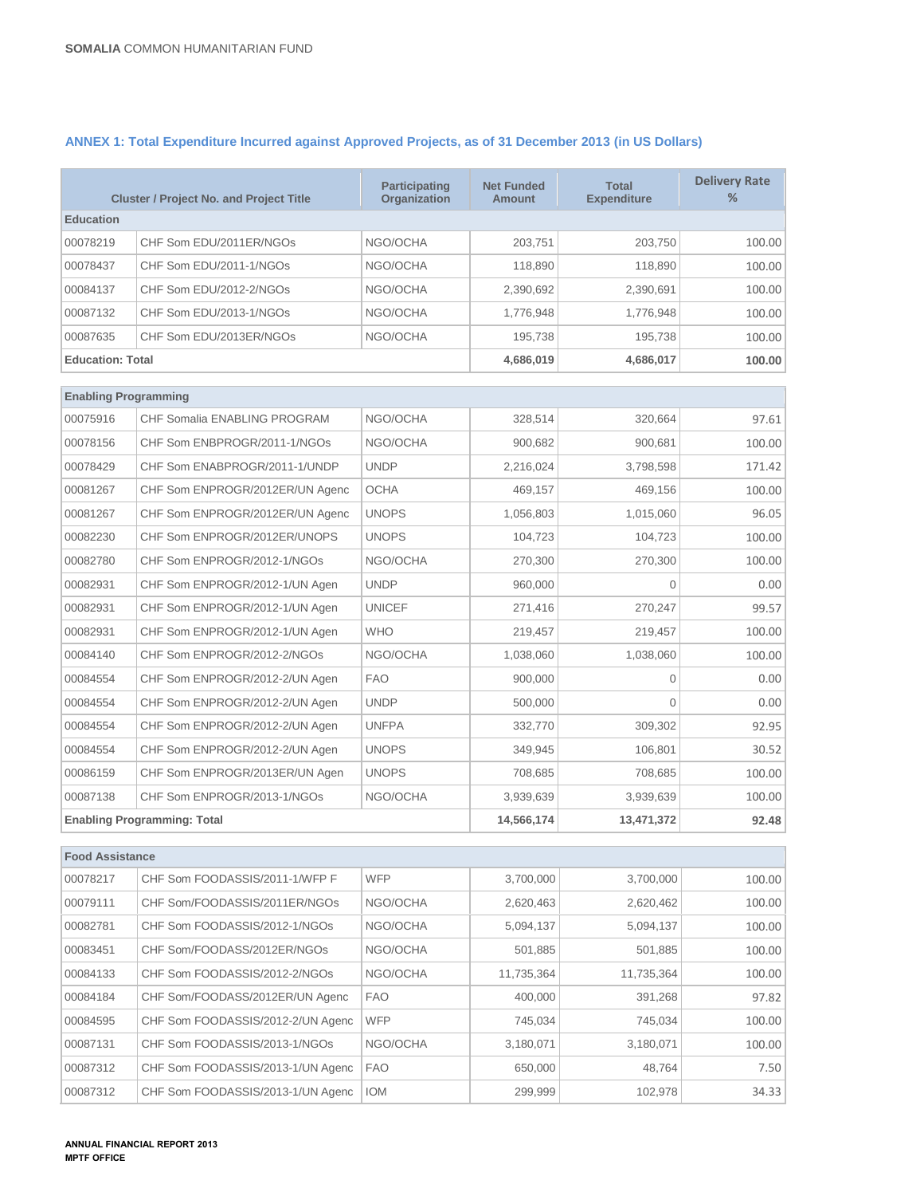### ANNEX 1: Total Expenditure Incurred against Approved Projects, as of 31 December 2013 (in US Dollars)

| Cluster / Project No. and Project Title | | Participating Organization | Net Funded Amount | Total Expenditure | Delivery Rate % |
|---|---|---|---|---|---|
| **Education** | | | | | |
| 00078219 | CHF Som EDU/2011ER/NGOs | NGO/OCHA | 203,751 | 203,750 | 100.00 |
| 00078437 | CHF Som EDU/2011-1/NGOs | NGO/OCHA | 118,890 | 118,890 | 100.00 |
| 00084137 | CHF Som EDU/2012-2/NGOs | NGO/OCHA | 2,390,692 | 2,390,691 | 100.00 |
| 00087132 | CHF Som EDU/2013-1/NGOs | NGO/OCHA | 1,776,948 | 1,776,948 | 100.00 |
| 00087635 | CHF Som EDU/2013ER/NGOs | NGO/OCHA | 195,738 | 195,738 | 100.00 |
| **Education: Total** | | | **4,686,019** | **4,686,017** | **100.00** |
| **Enabling Programming** | | | | | |
| 00075916 | CHF Somalia ENABLING PROGRAM | NGO/OCHA | 328,514 | 320,664 | 97.61 |
| 00078156 | CHF Som ENBPROGR/2011-1/NGOs | NGO/OCHA | 900,682 | 900,681 | 100.00 |
| 00078429 | CHF Som ENABPROGR/2011-1/UNDP | UNDP | 2,216,024 | 3,798,598 | 171.42 |
| 00081267 | CHF Som ENPROGR/2012ER/UN Agenc | OCHA | 469,157 | 469,156 | 100.00 |
| 00081267 | CHF Som ENPROGR/2012ER/UN Agenc | UNOPS | 1,056,803 | 1,015,060 | 96.05 |
| 00082230 | CHF Som ENPROGR/2012ER/UNOPS | UNOPS | 104,723 | 104,723 | 100.00 |
| 00082780 | CHF Som ENPROGR/2012-1/NGOs | NGO/OCHA | 270,300 | 270,300 | 100.00 |
| 00082931 | CHF Som ENPROGR/2012-1/UN Agen | UNDP | 960,000 | 0 | 0.00 |
| 00082931 | CHF Som ENPROGR/2012-1/UN Agen | UNICEF | 271,416 | 270,247 | 99.57 |
| 00082931 | CHF Som ENPROGR/2012-1/UN Agen | WHO | 219,457 | 219,457 | 100.00 |
| 00084140 | CHF Som ENPROGR/2012-2/NGOs | NGO/OCHA | 1,038,060 | 1,038,060 | 100.00 |
| 00084554 | CHF Som ENPROGR/2012-2/UN Agen | FAO | 900,000 | 0 | 0.00 |
| 00084554 | CHF Som ENPROGR/2012-2/UN Agen | UNDP | 500,000 | 0 | 0.00 |
| 00084554 | CHF Som ENPROGR/2012-2/UN Agen | UNFPA | 332,770 | 309,302 | 92.95 |
| 00084554 | CHF Som ENPROGR/2012-2/UN Agen | UNOPS | 349,945 | 106,801 | 30.52 |
| 00086159 | CHF Som ENPROGR/2013ER/UN Agen | UNOPS | 708,685 | 708,685 | 100.00 |
| 00087138 | CHF Som ENPROGR/2013-1/NGOs | NGO/OCHA | 3,939,639 | 3,939,639 | 100.00 |
| **Enabling Programming: Total** | | | **14,566,174** | **13,471,372** | **92.48** |
| **Food Assistance** | | | | | |
| 00078217 | CHF Som FOODASSIS/2011-1/WFP F | WFP | 3,700,000 | 3,700,000 | 100.00 |
| 00079111 | CHF Som/FOODASSIS/2011ER/NGOs | NGO/OCHA | 2,620,463 | 2,620,462 | 100.00 |
| 00082781 | CHF Som FOODASSIS/2012-1/NGOs | NGO/OCHA | 5,094,137 | 5,094,137 | 100.00 |
| 00083451 | CHF Som/FOODASS/2012ER/NGOs | NGO/OCHA | 501,885 | 501,885 | 100.00 |
| 00084133 | CHF Som FOODASSIS/2012-2/NGOs | NGO/OCHA | 11,735,364 | 11,735,364 | 100.00 |
| 00084184 | CHF Som/FOODASS/2012ER/UN Agenc | FAO | 400,000 | 391,268 | 97.82 |
| 00084595 | CHF Som FOODASSIS/2012-2/UN Agenc | WFP | 745,034 | 745,034 | 100.00 |
| 00087131 | CHF Som FOODASSIS/2013-1/NGOs | NGO/OCHA | 3,180,071 | 3,180,071 | 100.00 |
| 00087312 | CHF Som FOODASSIS/2013-1/UN Agenc | FAO | 650,000 | 48,764 | 7.50 |
| 00087312 | CHF Som FOODASSIS/2013-1/UN Agenc | IOM | 299,999 | 102,978 | 34.33 |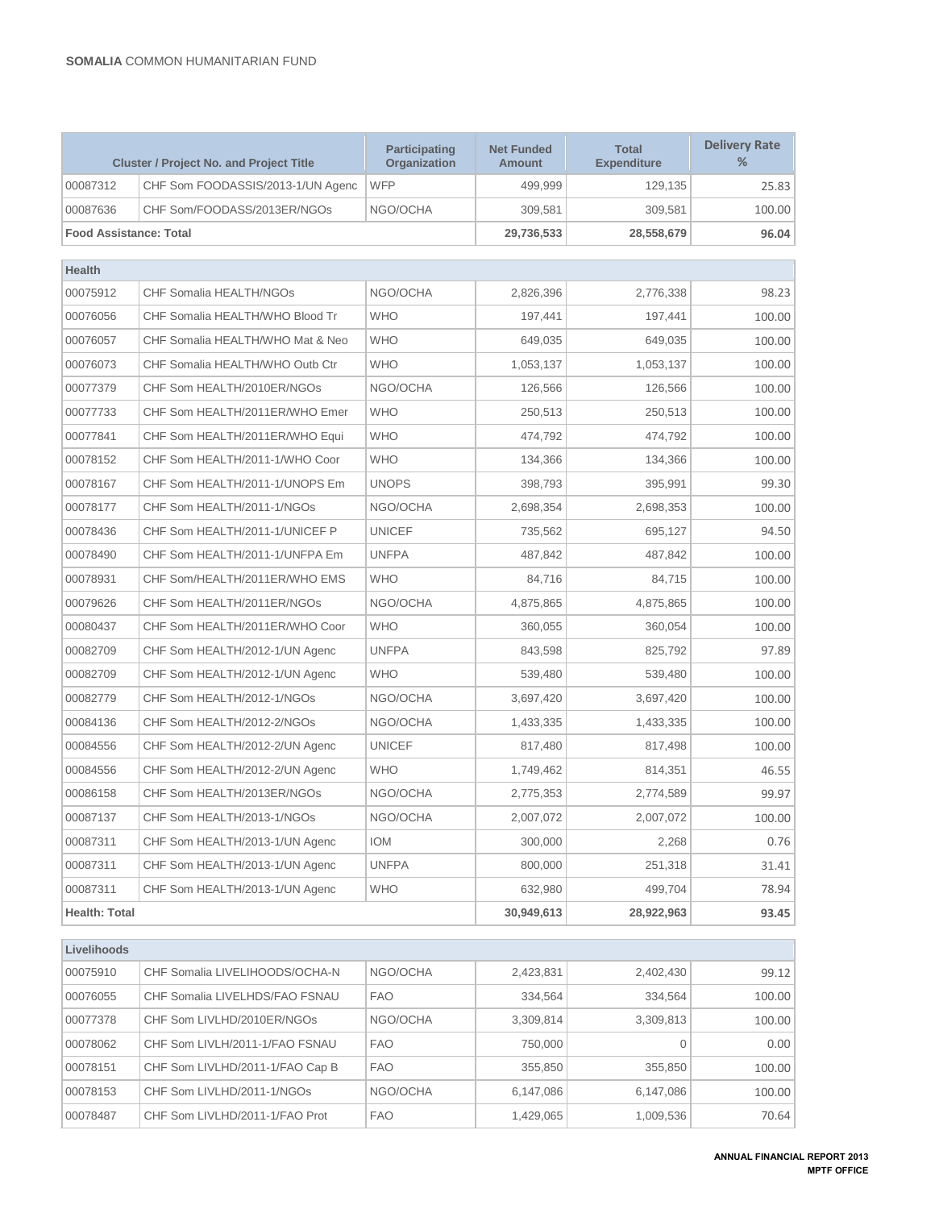| Cluster / Project No. and Project Title | | Participating Organization | Net Funded Amount | Total Expenditure | Delivery Rate % |
|---|---|---|---|---|---|
| 00087312 | CHF Som FOODASSIS/2013-1/UN Agenc | WFP | 499,999 | 129,135 | 25.83 |
| 00087636 | CHF Som/FOODASS/2013ER/NGOs | NGO/OCHA | 309,581 | 309,581 | 100.00 |
| **Food Assistance: Total** | | | **29,736,533** | **28,558,679** | **96.04** |
| **Health** | | | | | |
| 00075912 | CHF Somalia HEALTH/NGOs | NGO/OCHA | 2,826,396 | 2,776,338 | 98.23 |
| 00076056 | CHF Somalia HEALTH/WHO Blood Tr | WHO | 197,441 | 197,441 | 100.00 |
| 00076057 | CHF Somalia HEALTH/WHO Mat & Neo | WHO | 649,035 | 649,035 | 100.00 |
| 00076073 | CHF Somalia HEALTH/WHO Outb Ctr | WHO | 1,053,137 | 1,053,137 | 100.00 |
| 00077379 | CHF Som HEALTH/2010ER/NGOs | NGO/OCHA | 126,566 | 126,566 | 100.00 |
| 00077733 | CHF Som HEALTH/2011ER/WHO Emer | WHO | 250,513 | 250,513 | 100.00 |
| 00077841 | CHF Som HEALTH/2011ER/WHO Equi | WHO | 474,792 | 474,792 | 100.00 |
| 00078152 | CHF Som HEALTH/2011-1/WHO Coor | WHO | 134,366 | 134,366 | 100.00 |
| 00078167 | CHF Som HEALTH/2011-1/UNOPS Em | UNOPS | 398,793 | 395,991 | 99.30 |
| 00078177 | CHF Som HEALTH/2011-1/NGOs | NGO/OCHA | 2,698,354 | 2,698,353 | 100.00 |
| 00078436 | CHF Som HEALTH/2011-1/UNICEF P | UNICEF | 735,562 | 695,127 | 94.50 |
| 00078490 | CHF Som HEALTH/2011-1/UNFPA Em | UNFPA | 487,842 | 487,842 | 100.00 |
| 00078931 | CHF Som/HEALTH/2011ER/WHO EMS | WHO | 84,716 | 84,715 | 100.00 |
| 00079626 | CHF Som HEALTH/2011ER/NGOs | NGO/OCHA | 4,875,865 | 4,875,865 | 100.00 |
| 00080437 | CHF Som HEALTH/2011ER/WHO Coor | WHO | 360,055 | 360,054 | 100.00 |
| 00082709 | CHF Som HEALTH/2012-1/UN Agenc | UNFPA | 843,598 | 825,792 | 97.89 |
| 00082709 | CHF Som HEALTH/2012-1/UN Agenc | WHO | 539,480 | 539,480 | 100.00 |
| 00082779 | CHF Som HEALTH/2012-1/NGOs | NGO/OCHA | 3,697,420 | 3,697,420 | 100.00 |
| 00084136 | CHF Som HEALTH/2012-2/NGOs | NGO/OCHA | 1,433,335 | 1,433,335 | 100.00 |
| 00084556 | CHF Som HEALTH/2012-2/UN Agenc | UNICEF | 817,480 | 817,498 | 100.00 |
| 00084556 | CHF Som HEALTH/2012-2/UN Agenc | WHO | 1,749,462 | 814,351 | 46.55 |
| 00086158 | CHF Som HEALTH/2013ER/NGOs | NGO/OCHA | 2,775,353 | 2,774,589 | 99.97 |
| 00087137 | CHF Som HEALTH/2013-1/NGOs | NGO/OCHA | 2,007,072 | 2,007,072 | 100.00 |
| 00087311 | CHF Som HEALTH/2013-1/UN Agenc | IOM | 300,000 | 2,268 | 0.76 |
| 00087311 | CHF Som HEALTH/2013-1/UN Agenc | UNFPA | 800,000 | 251,318 | 31.41 |
| 00087311 | CHF Som HEALTH/2013-1/UN Agenc | WHO | 632,980 | 499,704 | 78.94 |
| **Health: Total** | | | **30,949,613** | **28,922,963** | **93.45** |
| **Livelihoods** | | | | | |
| 00075910 | CHF Somalia LIVELIHOODS/OCHA-N | NGO/OCHA | 2,423,831 | 2,402,430 | 99.12 |
| 00076055 | CHF Somalia LIVELHDS/FAO FSNAU | FAO | 334,564 | 334,564 | 100.00 |
| 00077378 | CHF Som LIVLHD/2010ER/NGOs | NGO/OCHA | 3,309,814 | 3,309,813 | 100.00 |
| 00078062 | CHF Som LIVLH/2011-1/FAO FSNAU | FAO | 750,000 | 0 | 0.00 |
| 00078151 | CHF Som LIVLHD/2011-1/FAO Cap B | FAO | 355,850 | 355,850 | 100.00 |
| 00078153 | CHF Som LIVLHD/2011-1/NGOs | NGO/OCHA | 6,147,086 | 6,147,086 | 100.00 |
| 00078487 | CHF Som LIVLHD/2011-1/FAO Prot | FAO | 1,429,065 | 1,009,536 | 70.64 |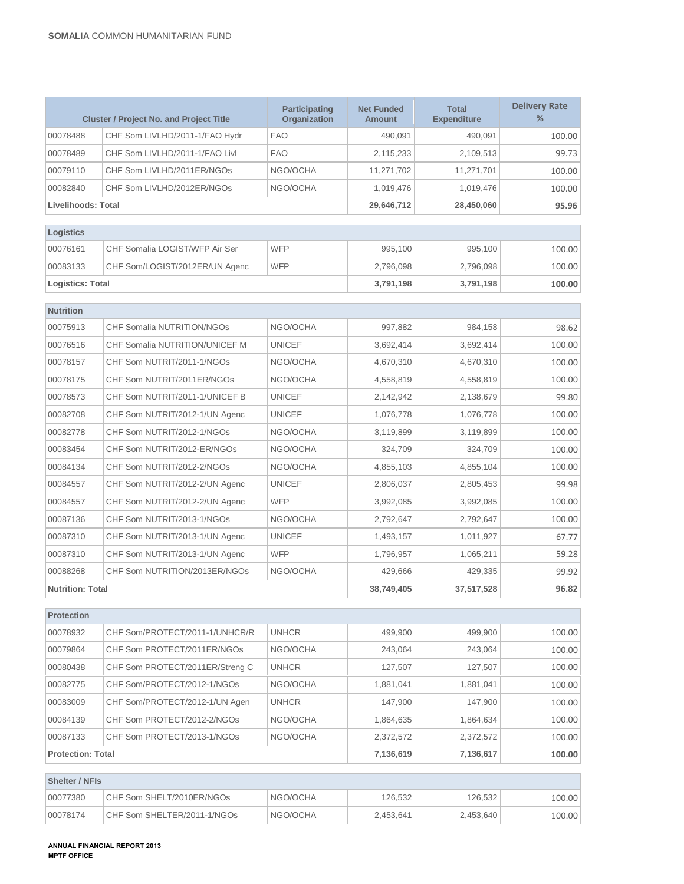| Cluster / Project No. and Project Title | | Participating Organization | Net Funded Amount | Total Expenditure | Delivery Rate % |
|---|---|---|---|---|---|
| 00078488 | CHF Som LIVLHD/2011-1/FAO Hydr | FAO | 490,091 | 490,091 | 100.00 |
| 00078489 | CHF Som LIVLHD/2011-1/FAO Livl | FAO | 2,115,233 | 2,109,513 | 99.73 |
| 00079110 | CHF Som LIVLHD/2011ER/NGOs | NGO/OCHA | 11,271,702 | 11,271,701 | 100.00 |
| 00082840 | CHF Som LIVLHD/2012ER/NGOs | NGO/OCHA | 1,019,476 | 1,019,476 | 100.00 |
| **Livelihoods: Total** | | | **29,646,712** | **28,450,060** | **95.96** |
| **Logistics** | | | | | |
| 00076161 | CHF Somalia LOGIST/WFP Air Ser | WFP | 995,100 | 995,100 | 100.00 |
| 00083133 | CHF Som/LOGIST/2012ER/UN Agenc | WFP | 2,796,098 | 2,796,098 | 100.00 |
| **Logistics: Total** | | | **3,791,198** | **3,791,198** | **100.00** |
| **Nutrition** | | | | | |
| 00075913 | CHF Somalia NUTRITION/NGOs | NGO/OCHA | 997,882 | 984,158 | 98.62 |
| 00076516 | CHF Somalia NUTRITION/UNICEF M | UNICEF | 3,692,414 | 3,692,414 | 100.00 |
| 00078157 | CHF Som NUTRIT/2011-1/NGOs | NGO/OCHA | 4,670,310 | 4,670,310 | 100.00 |
| 00078175 | CHF Som NUTRIT/2011ER/NGOs | NGO/OCHA | 4,558,819 | 4,558,819 | 100.00 |
| 00078573 | CHF Som NUTRIT/2011-1/UNICEF B | UNICEF | 2,142,942 | 2,138,679 | 99.80 |
| 00082708 | CHF Som NUTRIT/2012-1/UN Agenc | UNICEF | 1,076,778 | 1,076,778 | 100.00 |
| 00082778 | CHF Som NUTRIT/2012-1/NGOs | NGO/OCHA | 3,119,899 | 3,119,899 | 100.00 |
| 00083454 | CHF Som NUTRIT/2012-ER/NGOs | NGO/OCHA | 324,709 | 324,709 | 100.00 |
| 00084134 | CHF Som NUTRIT/2012-2/NGOs | NGO/OCHA | 4,855,103 | 4,855,104 | 100.00 |
| 00084557 | CHF Som NUTRIT/2012-2/UN Agenc | UNICEF | 2,806,037 | 2,805,453 | 99.98 |
| 00084557 | CHF Som NUTRIT/2012-2/UN Agenc | WFP | 3,992,085 | 3,992,085 | 100.00 |
| 00087136 | CHF Som NUTRIT/2013-1/NGOs | NGO/OCHA | 2,792,647 | 2,792,647 | 100.00 |
| 00087310 | CHF Som NUTRIT/2013-1/UN Agenc | UNICEF | 1,493,157 | 1,011,927 | 67.77 |
| 00087310 | CHF Som NUTRIT/2013-1/UN Agenc | WFP | 1,796,957 | 1,065,211 | 59.28 |
| 00088268 | CHF Som NUTRITION/2013ER/NGOs | NGO/OCHA | 429,666 | 429,335 | 99.92 |
| **Nutrition: Total** | | | **38,749,405** | **37,517,528** | **96.82** |
| **Protection** | | | | | |
| 00078932 | CHF Som/PROTECT/2011-1/UNHCR/R | UNHCR | 499,900 | 499,900 | 100.00 |
| 00079864 | CHF Som PROTECT/2011ER/NGOs | NGO/OCHA | 243,064 | 243,064 | 100.00 |
| 00080438 | CHF Som PROTECT/2011ER/Streng C | UNHCR | 127,507 | 127,507 | 100.00 |
| 00082775 | CHF Som/PROTECT/2012-1/NGOs | NGO/OCHA | 1,881,041 | 1,881,041 | 100.00 |
| 00083009 | CHF Som/PROTECT/2012-1/UN Agen | UNHCR | 147,900 | 147,900 | 100.00 |
| 00084139 | CHF Som PROTECT/2012-2/NGOs | NGO/OCHA | 1,864,635 | 1,864,634 | 100.00 |
| 00087133 | CHF Som PROTECT/2013-1/NGOs | NGO/OCHA | 2,372,572 | 2,372,572 | 100.00 |
| **Protection: Total** | | | **7,136,619** | **7,136,617** | **100.00** |
| **Shelter / NFIs** | | | | | |
| 00077380 | CHF Som SHELT/2010ER/NGOs | NGO/OCHA | 126,532 | 126,532 | 100.00 |
| 00078174 | CHF Som SHELTER/2011-1/NGOs | NGO/OCHA | 2,453,641 | 2,453,640 | 100.00 |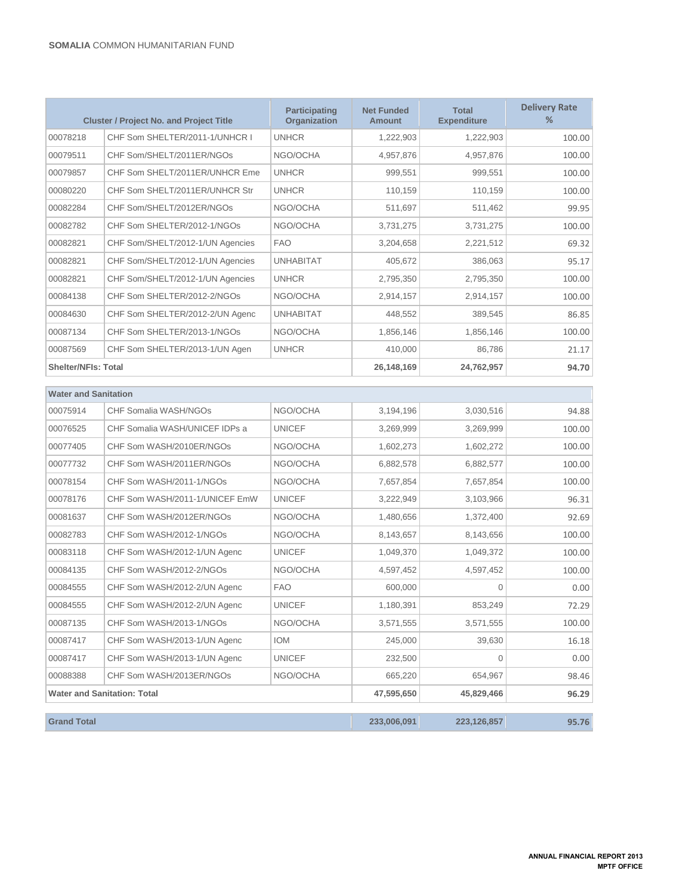| Cluster / Project No. and Project Title | | Participating Organization | Net Funded Amount | Total Expenditure | Delivery Rate % |
|---|---|---|---|---|---|
| 00078218 | CHF Som SHELTER/2011-1/UNHCR I | UNHCR | 1,222,903 | 1,222,903 | 100.00 |
| 00079511 | CHF Som/SHELT/2011ER/NGOs | NGO/OCHA | 4,957,876 | 4,957,876 | 100.00 |
| 00079857 | CHF Som SHELT/2011ER/UNHCR Eme | UNHCR | 999,551 | 999,551 | 100.00 |
| 00080220 | CHF Som SHELT/2011ER/UNHCR Str | UNHCR | 110,159 | 110,159 | 100.00 |
| 00082284 | CHF Som/SHELT/2012ER/NGOs | NGO/OCHA | 511,697 | 511,462 | 99.95 |
| 00082782 | CHF Som SHELTER/2012-1/NGOs | NGO/OCHA | 3,731,275 | 3,731,275 | 100.00 |
| 00082821 | CHF Som/SHELT/2012-1/UN Agencies | FAO | 3,204,658 | 2,221,512 | 69.32 |
| 00082821 | CHF Som/SHELT/2012-1/UN Agencies | UNHABITAT | 405,672 | 386,063 | 95.17 |
| 00082821 | CHF Som/SHELT/2012-1/UN Agencies | UNHCR | 2,795,350 | 2,795,350 | 100.00 |
| 00084138 | CHF Som SHELTER/2012-2/NGOs | NGO/OCHA | 2,914,157 | 2,914,157 | 100.00 |
| 00084630 | CHF Som SHELTER/2012-2/UN Agenc | UNHABITAT | 448,552 | 389,545 | 86.85 |
| 00087134 | CHF Som SHELTER/2013-1/NGOs | NGO/OCHA | 1,856,146 | 1,856,146 | 100.00 |
| 00087569 | CHF Som SHELTER/2013-1/UN Agen | UNHCR | 410,000 | 86,786 | 21.17 |
| **Shelter/NFIs: Total** | | | **26,148,169** | **24,762,957** | **94.70** |
| **Water and Sanitation** | | | | | |
| 00075914 | CHF Somalia WASH/NGOs | NGO/OCHA | 3,194,196 | 3,030,516 | 94.88 |
| 00076525 | CHF Somalia WASH/UNICEF IDPs a | UNICEF | 3,269,999 | 3,269,999 | 100.00 |
| 00077405 | CHF Som WASH/2010ER/NGOs | NGO/OCHA | 1,602,273 | 1,602,272 | 100.00 |
| 00077732 | CHF Som WASH/2011ER/NGOs | NGO/OCHA | 6,882,578 | 6,882,577 | 100.00 |
| 00078154 | CHF Som WASH/2011-1/NGOs | NGO/OCHA | 7,657,854 | 7,657,854 | 100.00 |
| 00078176 | CHF Som WASH/2011-1/UNICEF EmW | UNICEF | 3,222,949 | 3,103,966 | 96.31 |
| 00081637 | CHF Som WASH/2012ER/NGOs | NGO/OCHA | 1,480,656 | 1,372,400 | 92.69 |
| 00082783 | CHF Som WASH/2012-1/NGOs | NGO/OCHA | 8,143,657 | 8,143,656 | 100.00 |
| 00083118 | CHF Som WASH/2012-1/UN Agenc | UNICEF | 1,049,370 | 1,049,372 | 100.00 |
| 00084135 | CHF Som WASH/2012-2/NGOs | NGO/OCHA | 4,597,452 | 4,597,452 | 100.00 |
| 00084555 | CHF Som WASH/2012-2/UN Agenc | FAO | 600,000 | 0 | 0.00 |
| 00084555 | CHF Som WASH/2012-2/UN Agenc | UNICEF | 1,180,391 | 853,249 | 72.29 |
| 00087135 | CHF Som WASH/2013-1/NGOs | NGO/OCHA | 3,571,555 | 3,571,555 | 100.00 |
| 00087417 | CHF Som WASH/2013-1/UN Agenc | IOM | 245,000 | 39,630 | 16.18 |
| 00087417 | CHF Som WASH/2013-1/UN Agenc | UNICEF | 232,500 | 0 | 0.00 |
| 00088388 | CHF Som WASH/2013ER/NGOs | NGO/OCHA | 665,220 | 654,967 | 98.46 |
| **Water and Sanitation: Total** | | | **47,595,650** | **45,829,466** | **96.29** |
| **Grand Total** | | | **233,006,091** | **223,126,857** | **95.76** |